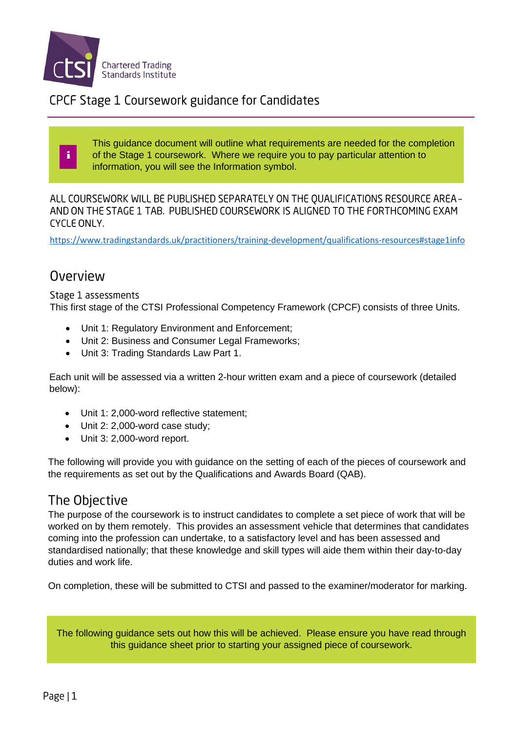Chartered Trading Standards Institute

# CPCF Stage 1 Coursework guidance for Candidates

This guidance document will outline what requirements are needed for the completion of the Stage 1 coursework. Where we require you to pay particular attention to information, you will see the Information symbol.

ALL COURSEWORK WILL BE PUBLISHED SEPARATELY ON THE QUALIFICATIONS RESOURCE AREA – AND ON THE STAGE 1 TAB. PUBLISHED COURSEWORK IS ALIGNED TO THE FORTHCOMING EXAM CYCLE ONLY.

https://www.tradingstandards.uk/practitioners/training-development/qualifications-resources#stage1info

## Overview

### Stage 1 assessments

This first stage of the CTSI Professional Competency Framework (CPCF) consists of three Units.

- Unit 1: Regulatory Environment and Enforcement;
- Unit 2: Business and Consumer Legal Frameworks;
- Unit 3: Trading Standards Law Part 1.

Each unit will be assessed via a written 2-hour written exam and a piece of coursework (detailed below):

- Unit 1: 2,000-word reflective statement;
- Unit 2: 2,000-word case study;
- Unit 3: 2,000-word report.

The following will provide you with guidance on the setting of each of the pieces of coursework and the requirements as set out by the Qualifications and Awards Board (QAB).

## The Objective

The purpose of the coursework is to instruct candidates to complete a set piece of work that will be worked on by them remotely. This provides an assessment vehicle that determines that candidates coming into the profession can undertake, to a satisfactory level and has been assessed and standardised nationally; that these knowledge and skill types will aide them within their day-to-day duties and work life.

On completion, these will be submitted to CTSI and passed to the examiner/moderator for marking.

The following guidance sets out how this will be achieved. Please ensure you have read through this guidance sheet prior to starting your assigned piece of coursework.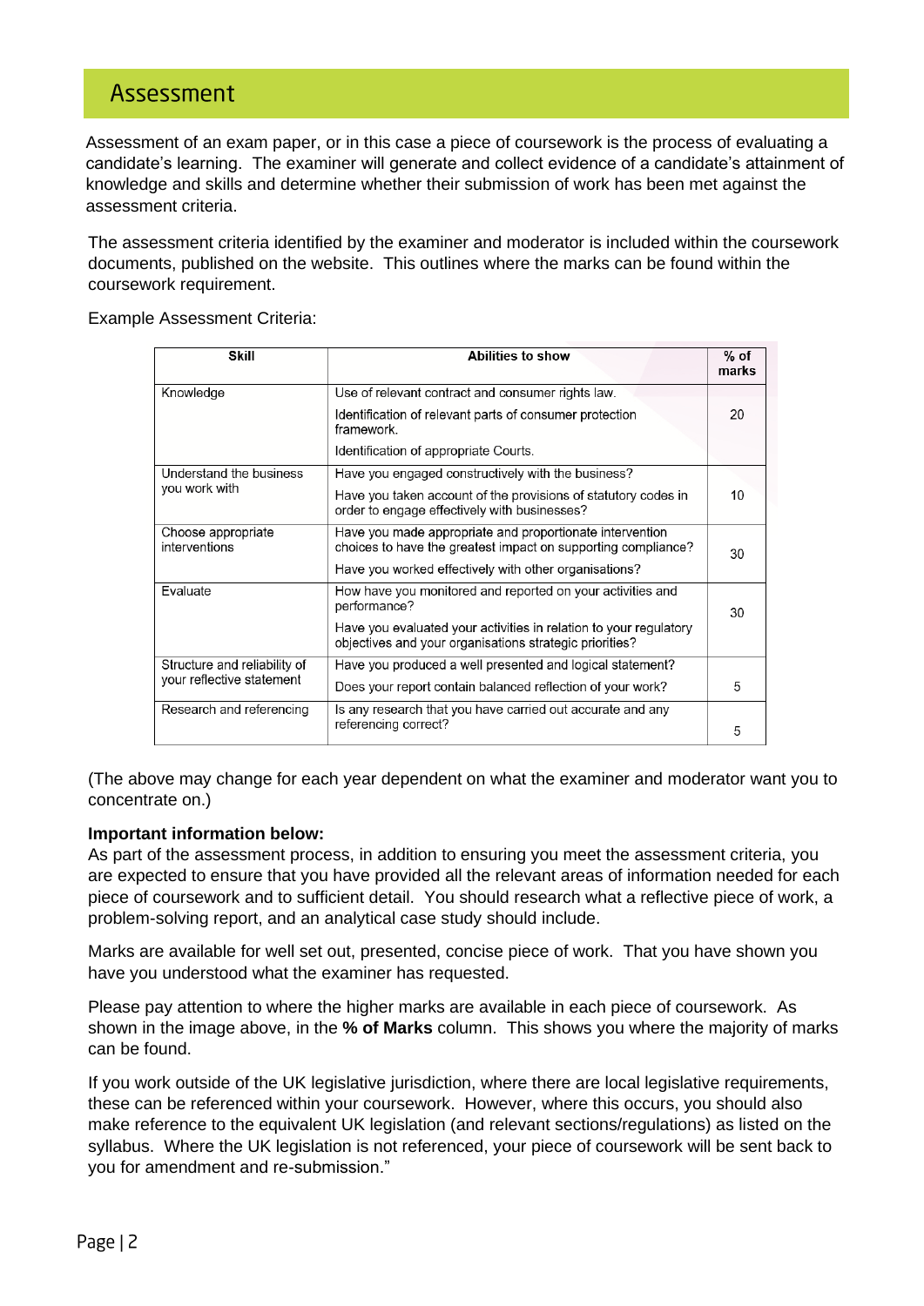## Assessment

Assessment of an exam paper, or in this case a piece of coursework is the process of evaluating a candidate's learning. The examiner will generate and collect evidence of a candidate's attainment of knowledge and skills and determine whether their submission of work has been met against the assessment criteria.

The assessment criteria identified by the examiner and moderator is included within the coursework documents, published on the website. This outlines where the marks can be found within the coursework requirement.

Example Assessment Criteria:

| Skill | Abilities to show | % of marks |
|---|---|---|
| Knowledge | Use of relevant contract and consumer rights law.<br>Identification of relevant parts of consumer protection framework.<br>Identification of appropriate Courts. | 20 |
| Understand the business you work with | Have you engaged constructively with the business?<br>Have you taken account of the provisions of statutory codes in order to engage effectively with businesses? | 10 |
| Choose appropriate interventions | Have you made appropriate and proportionate intervention choices to have the greatest impact on supporting compliance?<br>Have you worked effectively with other organisations? | 30 |
| Evaluate | How have you monitored and reported on your activities and performance?<br>Have you evaluated your activities in relation to your regulatory objectives and your organisations strategic priorities? | 30 |
| Structure and reliability of your reflective statement | Have you produced a well presented and logical statement?<br>Does your report contain balanced reflection of your work? | 5 |
| Research and referencing | Is any research that you have carried out accurate and any referencing correct? | 5 |

(The above may change for each year dependent on what the examiner and moderator want you to concentrate on.)

**Important information below:**
As part of the assessment process, in addition to ensuring you meet the assessment criteria, you are expected to ensure that you have provided all the relevant areas of information needed for each piece of coursework and to sufficient detail. You should research what a reflective piece of work, a problem-solving report, and an analytical case study should include.

Marks are available for well set out, presented, concise piece of work. That you have shown you have you understood what the examiner has requested.

Please pay attention to where the higher marks are available in each piece of coursework. As shown in the image above, in the **% of Marks** column. This shows you where the majority of marks can be found.

If you work outside of the UK legislative jurisdiction, where there are local legislative requirements, these can be referenced within your coursework. However, where this occurs, you should also make reference to the equivalent UK legislation (and relevant sections/regulations) as listed on the syllabus. Where the UK legislation is not referenced, your piece of coursework will be sent back to you for amendment and re-submission."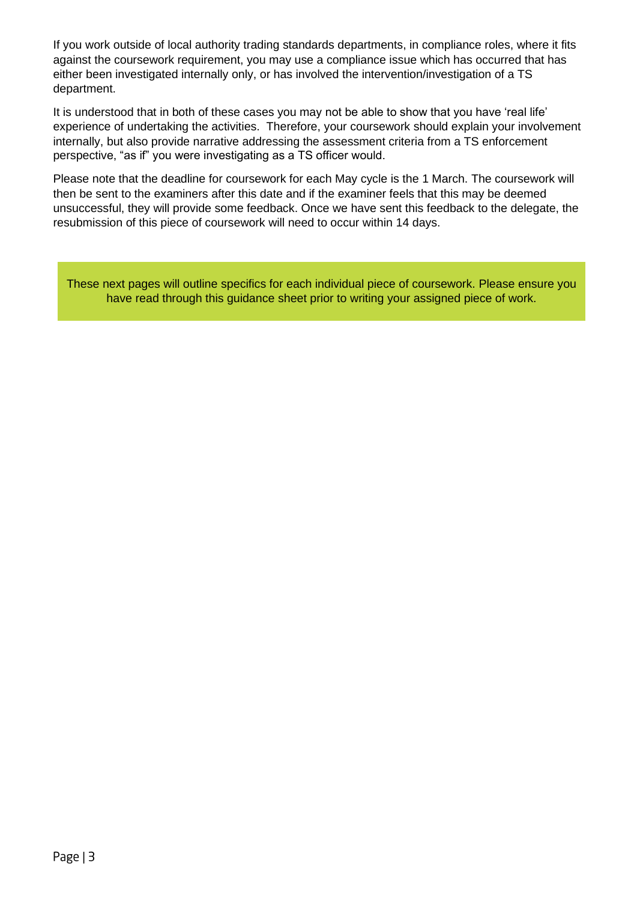If you work outside of local authority trading standards departments, in compliance roles, where it fits against the coursework requirement, you may use a compliance issue which has occurred that has either been investigated internally only, or has involved the intervention/investigation of a TS department.

It is understood that in both of these cases you may not be able to show that you have 'real life' experience of undertaking the activities. Therefore, your coursework should explain your involvement internally, but also provide narrative addressing the assessment criteria from a TS enforcement perspective, "as if" you were investigating as a TS officer would.

Please note that the deadline for coursework for each May cycle is the 1 March. The coursework will then be sent to the examiners after this date and if the examiner feels that this may be deemed unsuccessful, they will provide some feedback. Once we have sent this feedback to the delegate, the resubmission of this piece of coursework will need to occur within 14 days.

These next pages will outline specifics for each individual piece of coursework. Please ensure you have read through this guidance sheet prior to writing your assigned piece of work.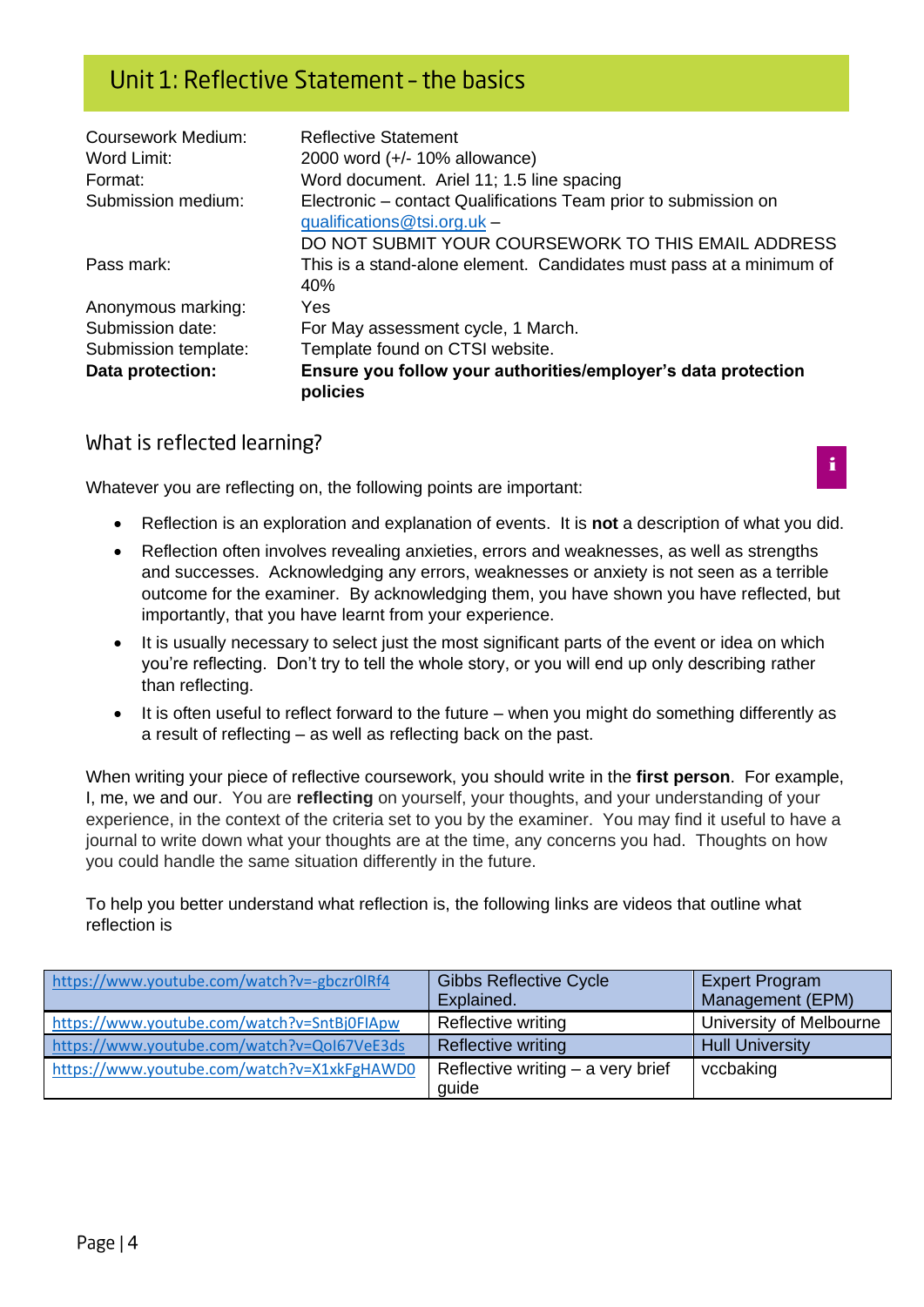## Unit 1: Reflective Statement – the basics

| | |
|---|---|
| Coursework Medium: | Reflective Statement |
| Word Limit: | 2000 word (+/- 10% allowance) |
| Format: | Word document. Ariel 11; 1.5 line spacing |
| Submission medium: | Electronic – contact Qualifications Team prior to submission on qualifications@tsi.org.uk – DO NOT SUBMIT YOUR COURSEWORK TO THIS EMAIL ADDRESS |
| Pass mark: | This is a stand-alone element. Candidates must pass at a minimum of 40% |
| Anonymous marking: | Yes |
| Submission date: | For May assessment cycle, 1 March. |
| Submission template: | Template found on CTSI website. |
| **Data protection:** | **Ensure you follow your authorities/employer's data protection policies** |

### What is reflected learning?

Whatever you are reflecting on, the following points are important:

- Reflection is an exploration and explanation of events. It is **not** a description of what you did.
- Reflection often involves revealing anxieties, errors and weaknesses, as well as strengths and successes. Acknowledging any errors, weaknesses or anxiety is not seen as a terrible outcome for the examiner. By acknowledging them, you have shown you have reflected, but importantly, that you have learnt from your experience.
- It is usually necessary to select just the most significant parts of the event or idea on which you're reflecting. Don't try to tell the whole story, or you will end up only describing rather than reflecting.
- It is often useful to reflect forward to the future – when you might do something differently as a result of reflecting – as well as reflecting back on the past.

When writing your piece of reflective coursework, you should write in the **first person**. For example, I, me, we and our. You are **reflecting** on yourself, your thoughts, and your understanding of your experience, in the context of the criteria set to you by the examiner. You may find it useful to have a journal to write down what your thoughts are at the time, any concerns you had. Thoughts on how you could handle the same situation differently in the future.

To help you better understand what reflection is, the following links are videos that outline what reflection is

| | | |
|---|---|---|
| https://www.youtube.com/watch?v=-gbczr0lRf4 | Gibbs Reflective Cycle Explained. | Expert Program Management (EPM) |
| https://www.youtube.com/watch?v=SntBj0FIApw | Reflective writing | University of Melbourne |
| https://www.youtube.com/watch?v=QoI67VeE3ds | Reflective writing | Hull University |
| https://www.youtube.com/watch?v=X1xkFgHAWD0 | Reflective writing – a very brief guide | vccbaking |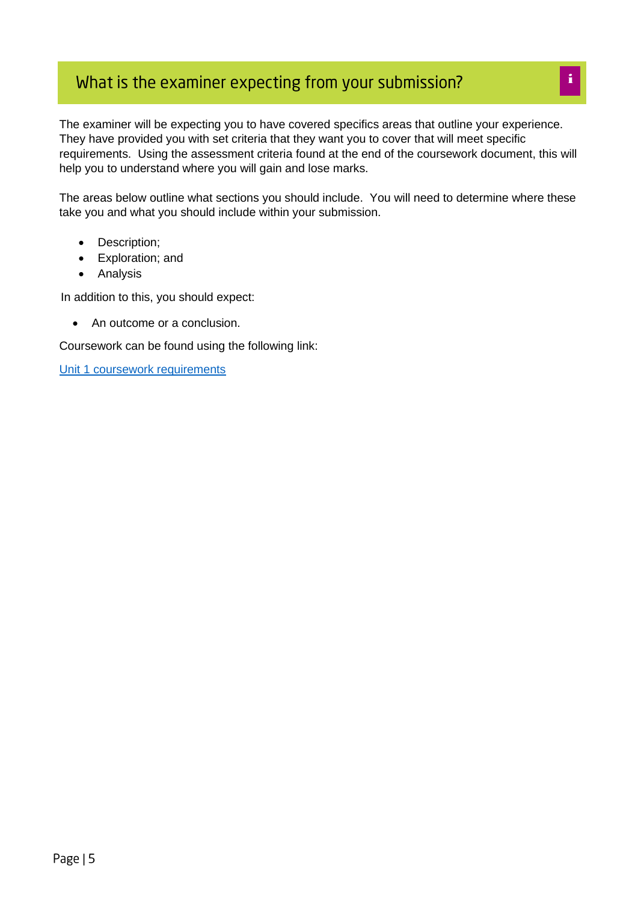## What is the examiner expecting from your submission?

The examiner will be expecting you to have covered specifics areas that outline your experience. They have provided you with set criteria that they want you to cover that will meet specific requirements. Using the assessment criteria found at the end of the coursework document, this will help you to understand where you will gain and lose marks.

The areas below outline what sections you should include. You will need to determine where these take you and what you should include within your submission.

- Description;
- Exploration; and
- Analysis

In addition to this, you should expect:

- An outcome or a conclusion.

Coursework can be found using the following link:

Unit 1 coursework requirements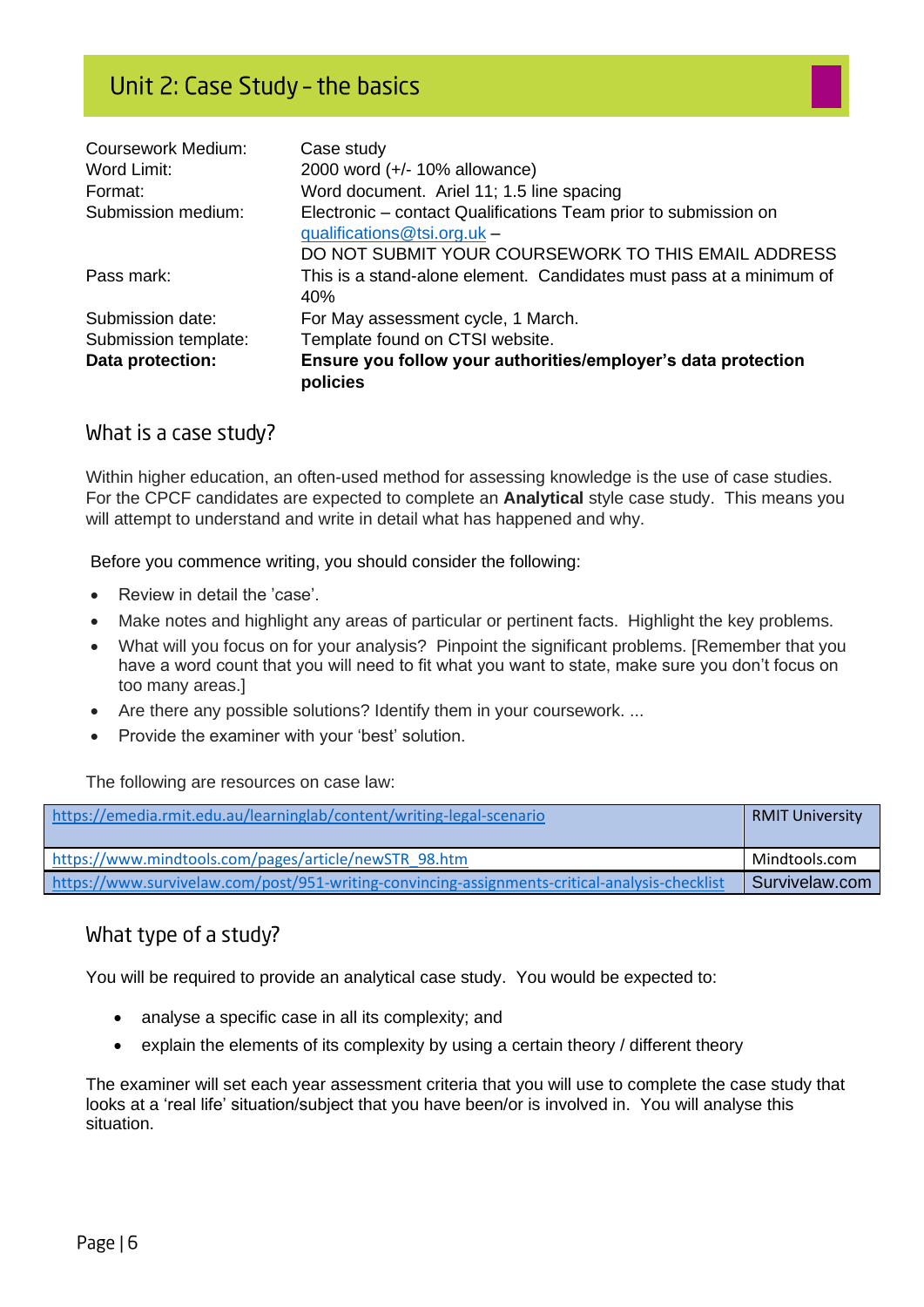## Unit 2: Case Study – the basics

| | |
|---|---|
| Coursework Medium: | Case study |
| Word Limit: | 2000 word (+/- 10% allowance) |
| Format: | Word document. Ariel 11; 1.5 line spacing |
| Submission medium: | Electronic – contact Qualifications Team prior to submission on qualifications@tsi.org.uk – DO NOT SUBMIT YOUR COURSEWORK TO THIS EMAIL ADDRESS |
| Pass mark: | This is a stand-alone element. Candidates must pass at a minimum of 40% |
| Submission date: | For May assessment cycle, 1 March. |
| Submission template: | Template found on CTSI website. |
| **Data protection:** | **Ensure you follow your authorities/employer's data protection policies** |

### What is a case study?

Within higher education, an often-used method for assessing knowledge is the use of case studies. For the CPCF candidates are expected to complete an **Analytical** style case study. This means you will attempt to understand and write in detail what has happened and why.

Before you commence writing, you should consider the following:

- Review in detail the 'case'.
- Make notes and highlight any areas of particular or pertinent facts. Highlight the key problems.
- What will you focus on for your analysis? Pinpoint the significant problems. [Remember that you have a word count that you will need to fit what you want to state, make sure you don't focus on too many areas.]
- Are there any possible solutions? Identify them in your coursework. ...
- Provide the examiner with your 'best' solution.

The following are resources on case law:

| | |
|---|---|
| https://emedia.rmit.edu.au/learninglab/content/writing-legal-scenario | RMIT University |
| https://www.mindtools.com/pages/article/newSTR_98.htm | Mindtools.com |
| https://www.survivelaw.com/post/951-writing-convincing-assignments-critical-analysis-checklist | Survivelaw.com |

### What type of a study?

You will be required to provide an analytical case study. You would be expected to:

- analyse a specific case in all its complexity; and
- explain the elements of its complexity by using a certain theory / different theory

The examiner will set each year assessment criteria that you will use to complete the case study that looks at a 'real life' situation/subject that you have been/or is involved in. You will analyse this situation.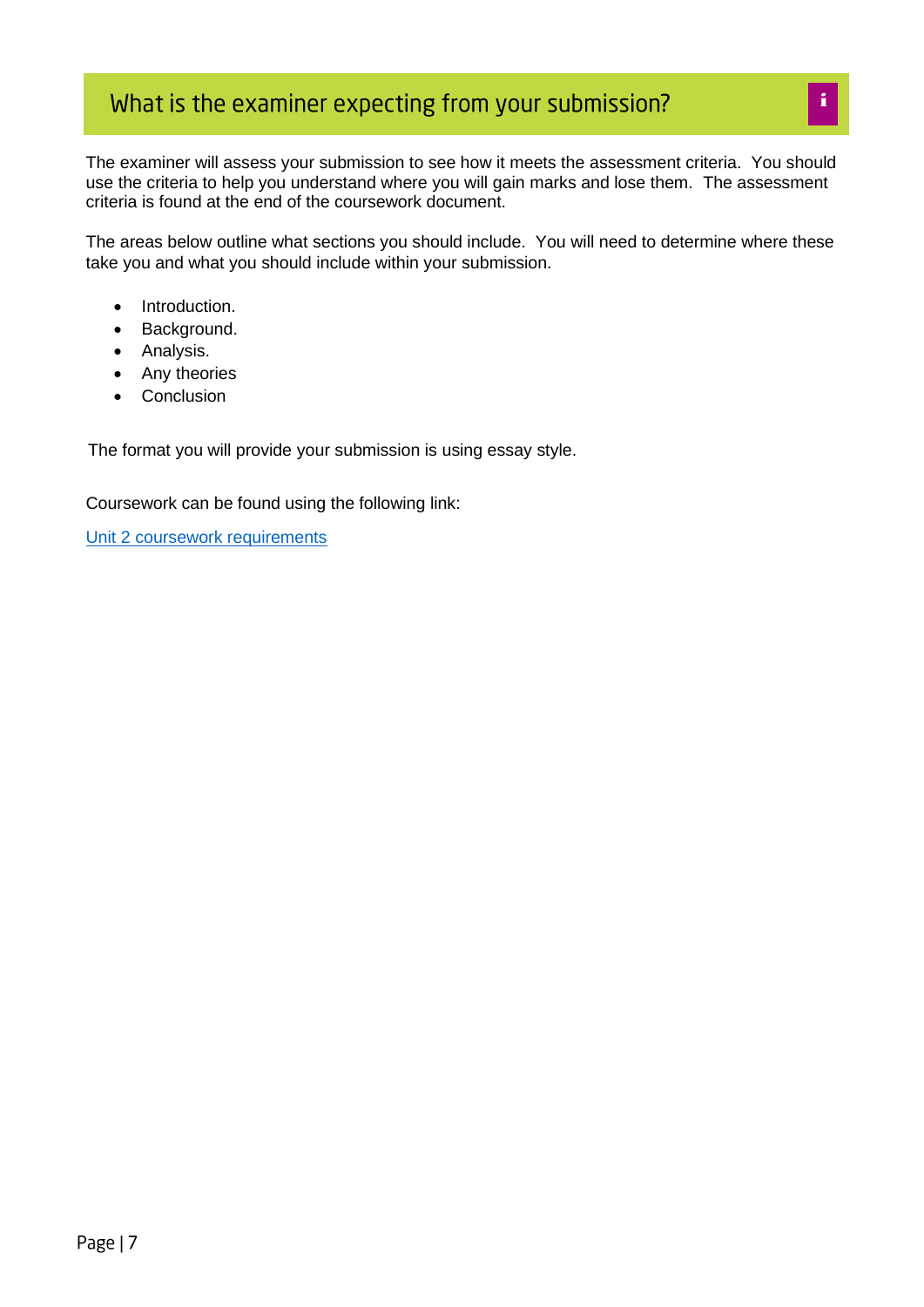## What is the examiner expecting from your submission?

The examiner will assess your submission to see how it meets the assessment criteria. You should use the criteria to help you understand where you will gain marks and lose them. The assessment criteria is found at the end of the coursework document.

The areas below outline what sections you should include. You will need to determine where these take you and what you should include within your submission.

- Introduction.
- Background.
- Analysis.
- Any theories
- Conclusion

The format you will provide your submission is using essay style.

Coursework can be found using the following link:

Unit 2 coursework requirements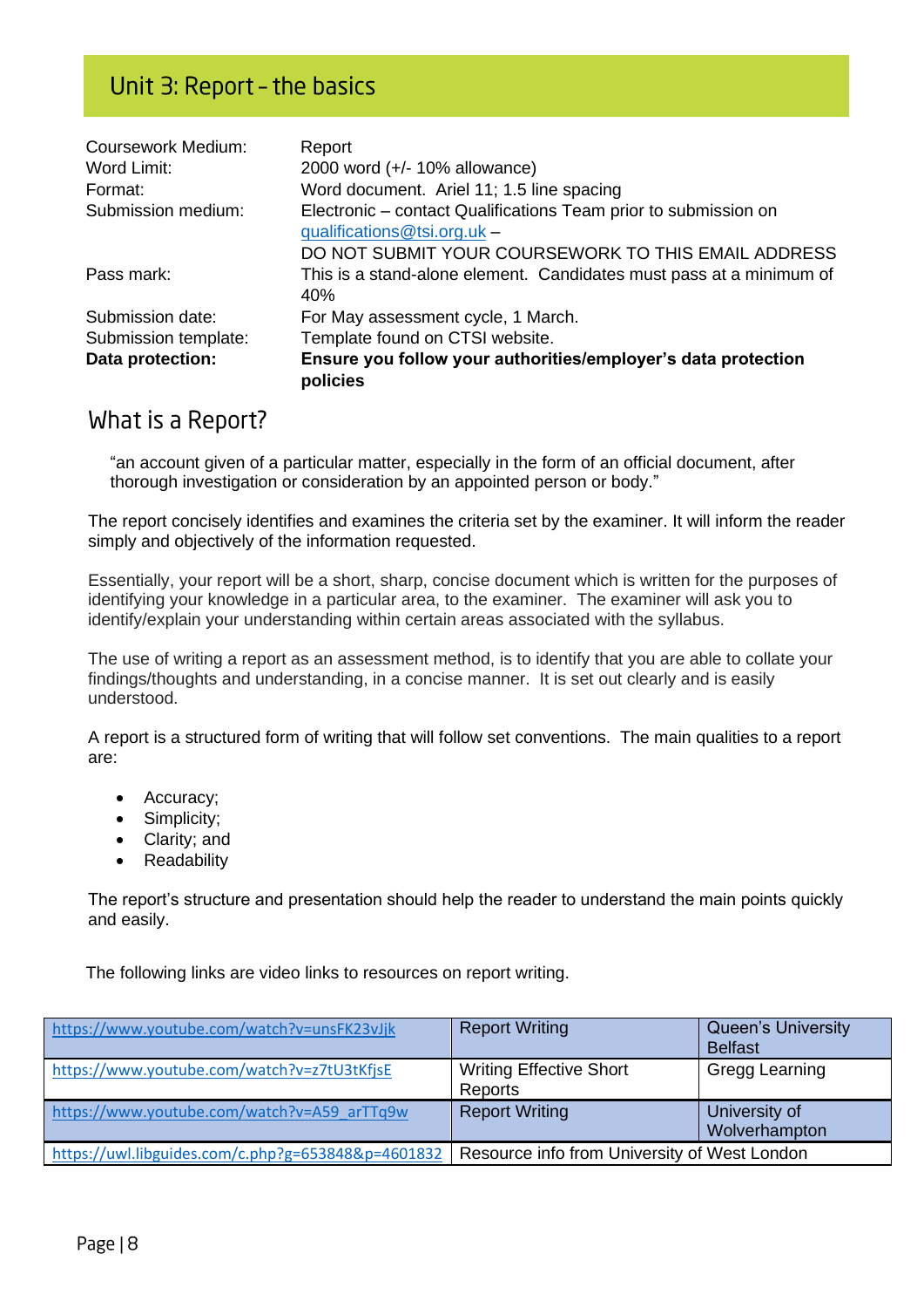## Unit 3: Report – the basics

| | |
|---|---|
| Coursework Medium: | Report |
| Word Limit: | 2000 word (+/- 10% allowance) |
| Format: | Word document. Ariel 11; 1.5 line spacing |
| Submission medium: | Electronic – contact Qualifications Team prior to submission on qualifications@tsi.org.uk – DO NOT SUBMIT YOUR COURSEWORK TO THIS EMAIL ADDRESS |
| Pass mark: | This is a stand-alone element. Candidates must pass at a minimum of 40% |
| Submission date: | For May assessment cycle, 1 March. |
| Submission template: | Template found on CTSI website. |
| **Data protection:** | **Ensure you follow your authorities/employer's data protection policies** |

## What is a Report?

"an account given of a particular matter, especially in the form of an official document, after thorough investigation or consideration by an appointed person or body."

The report concisely identifies and examines the criteria set by the examiner. It will inform the reader simply and objectively of the information requested.

Essentially, your report will be a short, sharp, concise document which is written for the purposes of identifying your knowledge in a particular area, to the examiner. The examiner will ask you to identify/explain your understanding within certain areas associated with the syllabus.

The use of writing a report as an assessment method, is to identify that you are able to collate your findings/thoughts and understanding, in a concise manner. It is set out clearly and is easily understood.

A report is a structured form of writing that will follow set conventions. The main qualities to a report are:

- Accuracy;
- Simplicity;
- Clarity; and
- Readability

The report's structure and presentation should help the reader to understand the main points quickly and easily.

The following links are video links to resources on report writing.

| | | |
|---|---|---|
| https://www.youtube.com/watch?v=unsFK23vJjk | Report Writing | Queen's University Belfast |
| https://www.youtube.com/watch?v=z7tU3tKfjsE | Writing Effective Short Reports | Gregg Learning |
| https://www.youtube.com/watch?v=A59_arTTq9w | Report Writing | University of Wolverhampton |
| https://uwl.libguides.com/c.php?g=653848&p=4601832 | Resource info from University of West London | |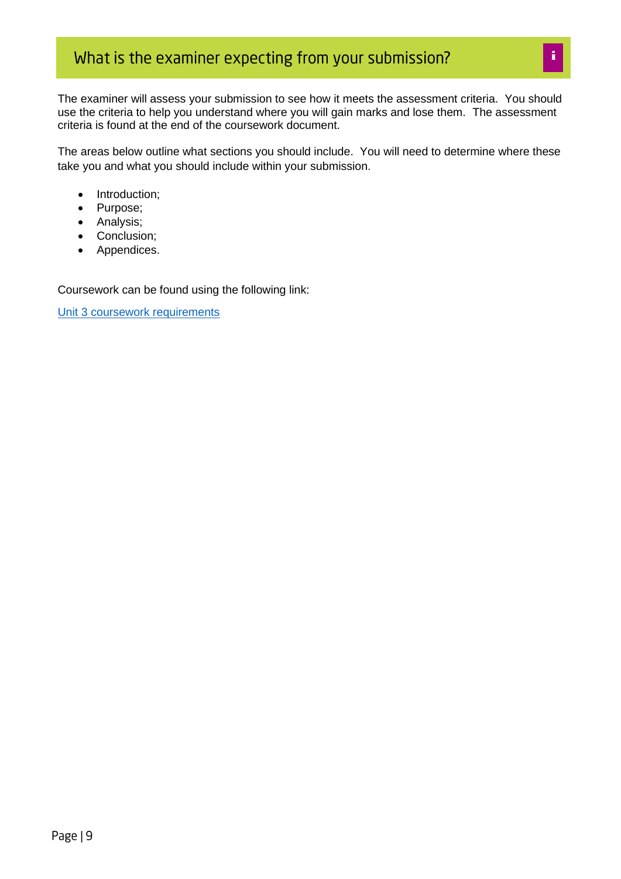## What is the examiner expecting from your submission?

The examiner will assess your submission to see how it meets the assessment criteria. You should use the criteria to help you understand where you will gain marks and lose them. The assessment criteria is found at the end of the coursework document.

The areas below outline what sections you should include. You will need to determine where these take you and what you should include within your submission.

- Introduction;
- Purpose;
- Analysis;
- Conclusion;
- Appendices.

Coursework can be found using the following link:

Unit 3 coursework requirements